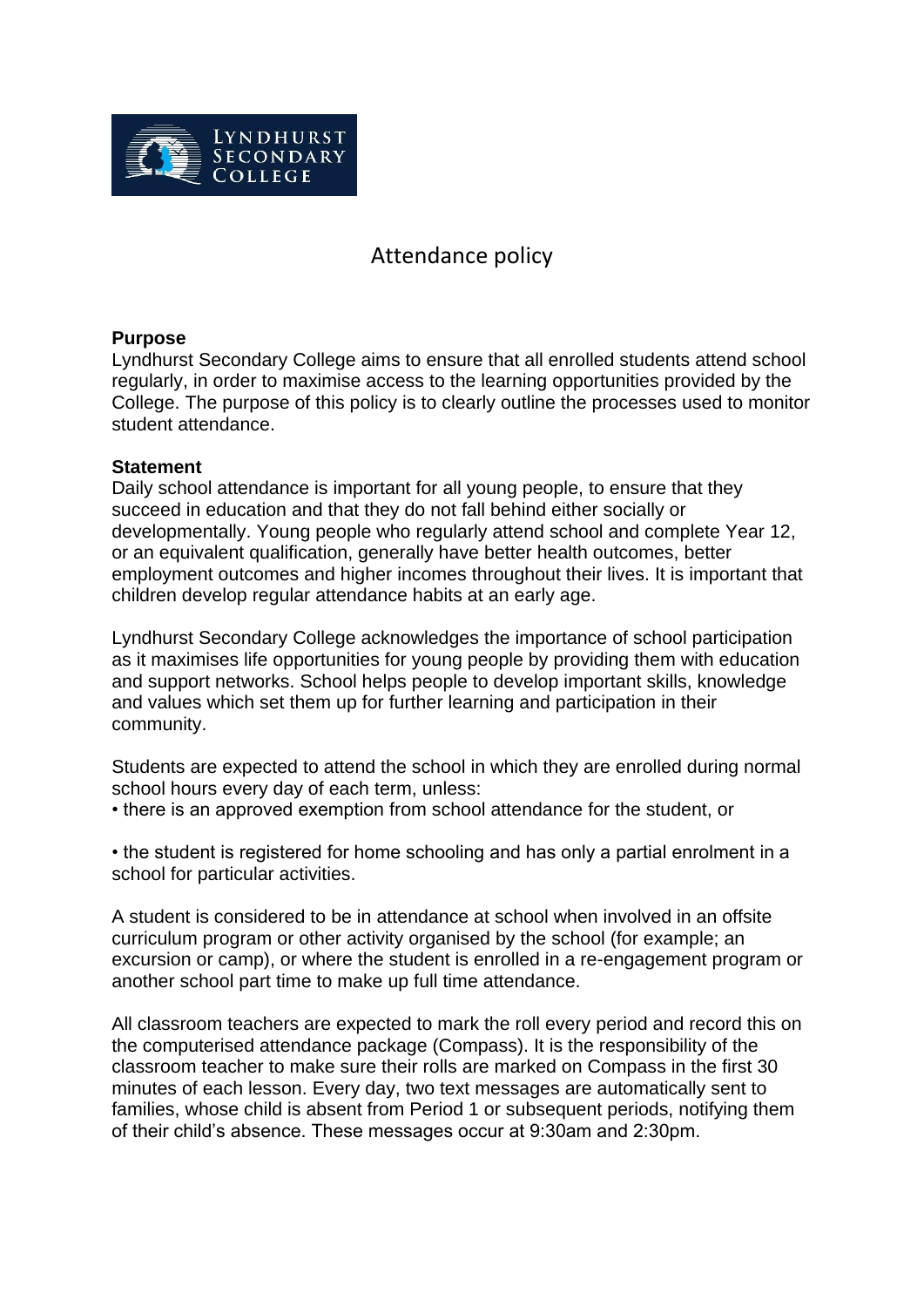LYNDHURST SECONDARY COLLEGE

# Attendance policy

**Purpose**
Lyndhurst Secondary College aims to ensure that all enrolled students attend school regularly, in order to maximise access to the learning opportunities provided by the College. The purpose of this policy is to clearly outline the processes used to monitor student attendance.

**Statement**
Daily school attendance is important for all young people, to ensure that they succeed in education and that they do not fall behind either socially or developmentally. Young people who regularly attend school and complete Year 12, or an equivalent qualification, generally have better health outcomes, better employment outcomes and higher incomes throughout their lives. It is important that children develop regular attendance habits at an early age.

Lyndhurst Secondary College acknowledges the importance of school participation as it maximises life opportunities for young people by providing them with education and support networks. School helps people to develop important skills, knowledge and values which set them up for further learning and participation in their community.

Students are expected to attend the school in which they are enrolled during normal school hours every day of each term, unless:

- there is an approved exemption from school attendance for the student, or
- the student is registered for home schooling and has only a partial enrolment in a school for particular activities.

A student is considered to be in attendance at school when involved in an offsite curriculum program or other activity organised by the school (for example; an excursion or camp), or where the student is enrolled in a re-engagement program or another school part time to make up full time attendance.

All classroom teachers are expected to mark the roll every period and record this on the computerised attendance package (Compass). It is the responsibility of the classroom teacher to make sure their rolls are marked on Compass in the first 30 minutes of each lesson. Every day, two text messages are automatically sent to families, whose child is absent from Period 1 or subsequent periods, notifying them of their child's absence. These messages occur at 9:30am and 2:30pm.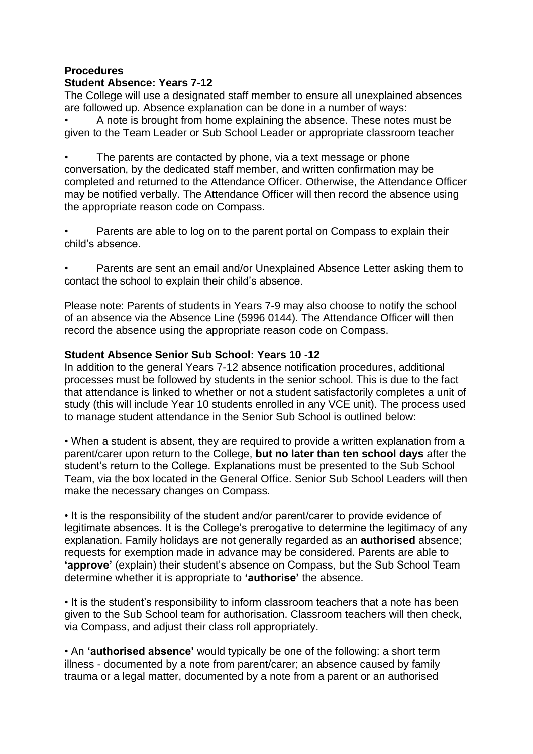**Procedures**

**Student Absence: Years 7-12**

The College will use a designated staff member to ensure all unexplained absences are followed up. Absence explanation can be done in a number of ways:

- A note is brought from home explaining the absence. These notes must be given to the Team Leader or Sub School Leader or appropriate classroom teacher

- The parents are contacted by phone, via a text message or phone conversation, by the dedicated staff member, and written confirmation may be completed and returned to the Attendance Officer. Otherwise, the Attendance Officer may be notified verbally. The Attendance Officer will then record the absence using the appropriate reason code on Compass.

- Parents are able to log on to the parent portal on Compass to explain their child's absence.

- Parents are sent an email and/or Unexplained Absence Letter asking them to contact the school to explain their child's absence.

Please note: Parents of students in Years 7-9 may also choose to notify the school of an absence via the Absence Line (5996 0144). The Attendance Officer will then record the absence using the appropriate reason code on Compass.

**Student Absence Senior Sub School: Years 10 -12**

In addition to the general Years 7-12 absence notification procedures, additional processes must be followed by students in the senior school. This is due to the fact that attendance is linked to whether or not a student satisfactorily completes a unit of study (this will include Year 10 students enrolled in any VCE unit). The process used to manage student attendance in the Senior Sub School is outlined below:

- When a student is absent, they are required to provide a written explanation from a parent/carer upon return to the College, **but no later than ten school days** after the student's return to the College. Explanations must be presented to the Sub School Team, via the box located in the General Office. Senior Sub School Leaders will then make the necessary changes on Compass.

- It is the responsibility of the student and/or parent/carer to provide evidence of legitimate absences. It is the College's prerogative to determine the legitimacy of any explanation. Family holidays are not generally regarded as an **authorised** absence; requests for exemption made in advance may be considered. Parents are able to **'approve'** (explain) their student's absence on Compass, but the Sub School Team determine whether it is appropriate to **'authorise'** the absence.

- It is the student's responsibility to inform classroom teachers that a note has been given to the Sub School team for authorisation. Classroom teachers will then check, via Compass, and adjust their class roll appropriately.

- An **'authorised absence'** would typically be one of the following: a short term illness - documented by a note from parent/carer; an absence caused by family trauma or a legal matter, documented by a note from a parent or an authorised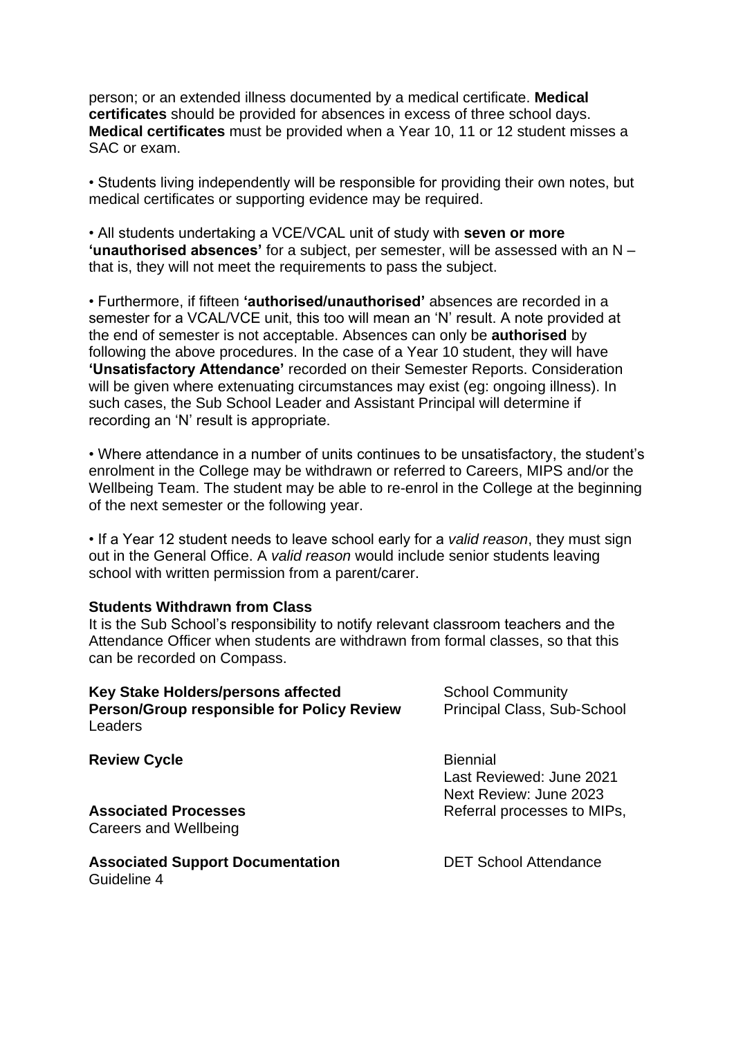person; or an extended illness documented by a medical certificate. **Medical certificates** should be provided for absences in excess of three school days. **Medical certificates** must be provided when a Year 10, 11 or 12 student misses a SAC or exam.

• Students living independently will be responsible for providing their own notes, but medical certificates or supporting evidence may be required.

• All students undertaking a VCE/VCAL unit of study with **seven or more 'unauthorised absences'** for a subject, per semester, will be assessed with an N – that is, they will not meet the requirements to pass the subject.

• Furthermore, if fifteen **'authorised/unauthorised'** absences are recorded in a semester for a VCAL/VCE unit, this too will mean an 'N' result. A note provided at the end of semester is not acceptable. Absences can only be **authorised** by following the above procedures. In the case of a Year 10 student, they will have **'Unsatisfactory Attendance'** recorded on their Semester Reports. Consideration will be given where extenuating circumstances may exist (eg: ongoing illness). In such cases, the Sub School Leader and Assistant Principal will determine if recording an 'N' result is appropriate.

• Where attendance in a number of units continues to be unsatisfactory, the student's enrolment in the College may be withdrawn or referred to Careers, MIPS and/or the Wellbeing Team. The student may be able to re-enrol in the College at the beginning of the next semester or the following year.

• If a Year 12 student needs to leave school early for a *valid reason*, they must sign out in the General Office. A *valid reason* would include senior students leaving school with written permission from a parent/carer.

**Students Withdrawn from Class**
It is the Sub School's responsibility to notify relevant classroom teachers and the Attendance Officer when students are withdrawn from formal classes, so that this can be recorded on Compass.

**Key Stake Holders/persons affected**: School Community

**Person/Group responsible for Policy Review**: Principal Class, Sub-School Leaders

**Review Cycle**: Biennial
Last Reviewed: June 2021
Next Review: June 2023

**Associated Processes**: Referral processes to MIPs, Careers and Wellbeing

**Associated Support Documentation**: DET School Attendance Guideline 4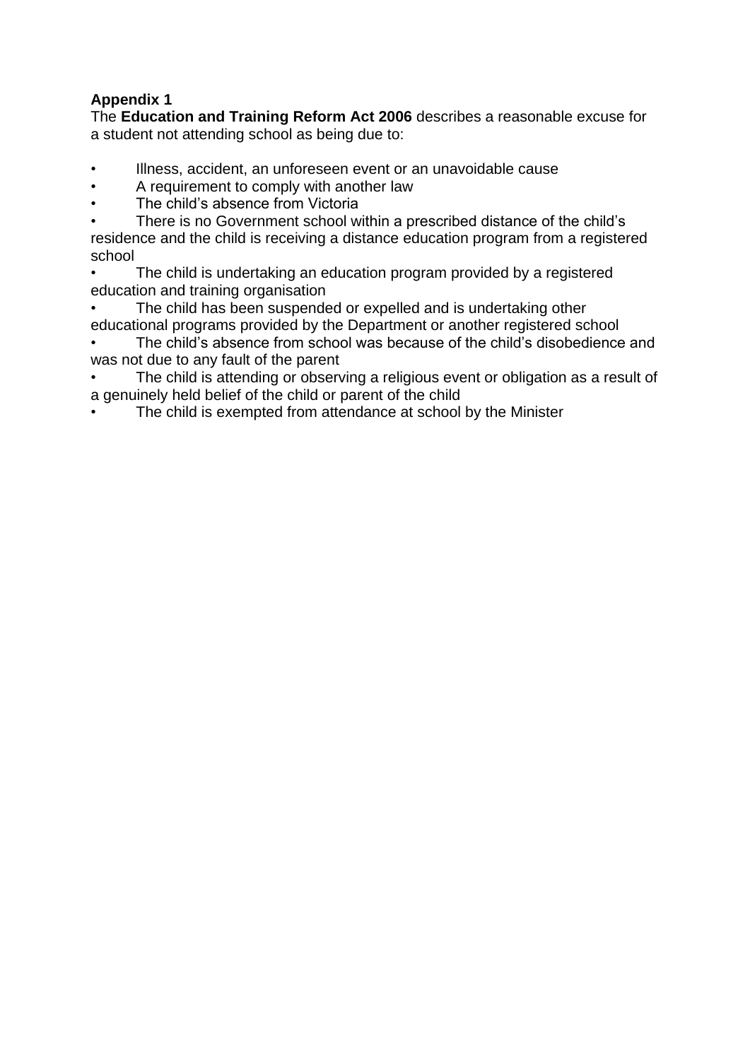**Appendix 1**

The **Education and Training Reform Act 2006** describes a reasonable excuse for a student not attending school as being due to:

- Illness, accident, an unforeseen event or an unavoidable cause
- A requirement to comply with another law
- The child's absence from Victoria
- There is no Government school within a prescribed distance of the child's residence and the child is receiving a distance education program from a registered school
- The child is undertaking an education program provided by a registered education and training organisation
- The child has been suspended or expelled and is undertaking other educational programs provided by the Department or another registered school
- The child's absence from school was because of the child's disobedience and was not due to any fault of the parent
- The child is attending or observing a religious event or obligation as a result of a genuinely held belief of the child or parent of the child
- The child is exempted from attendance at school by the Minister